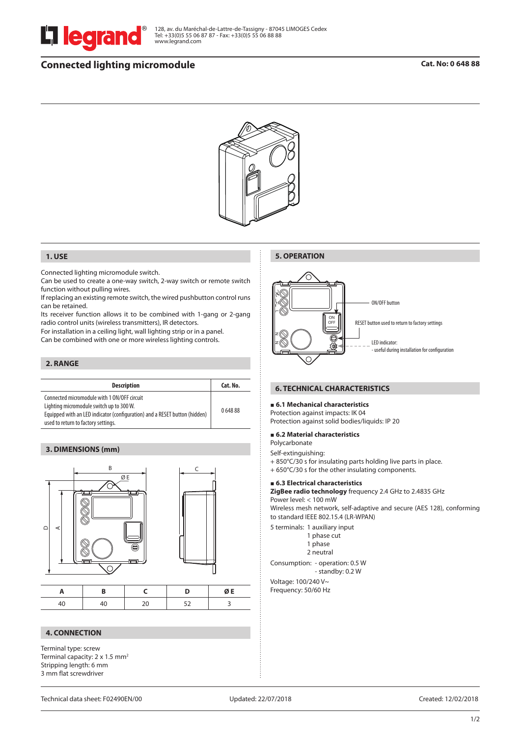128, av. du Maréchal-de-Lattre-de-Tassigny - 87045 LIMOGES Cedex
Tel: +33(0)5 55 06 87 87 - Fax: +33(0)5 55 06 88 88
www.legrand.com

# Connected lighting micromodule

**Cat. No: 0 648 88**

## 1. USE

Connected lighting micromodule switch.
Can be used to create a one-way switch, 2-way switch or remote switch function without pulling wires.
If replacing an existing remote switch, the wired pushbutton control runs can be retained.
Its receiver function allows it to be combined with 1-gang or 2-gang radio control units (wireless transmitters), IR detectors.
For installation in a ceiling light, wall lighting strip or in a panel.
Can be combined with one or more wireless lighting controls.

## 2. RANGE

| Description | Cat. No. |
| --- | --- |
| Connected micromodule with 1 ON/OFF circuit<br>Lighting micromodule switch up to 300 W.<br>Equipped with an LED indicator (configuration) and a RESET button (hidden) used to return to factory settings. | 0 648 88 |

## 3. DIMENSIONS (mm)

| A | B | C | D | Ø E |
| --- | --- | --- | --- | --- |
| 40 | 40 | 20 | 52 | 3 |

## 4. CONNECTION

Terminal type: screw
Terminal capacity: 2 x 1.5 mm²
Stripping length: 6 mm
3 mm flat screwdriver

## 5. OPERATION

ON/OFF button

RESET button used to return to factory settings

LED indicator:
- useful during installation for configuration

## 6. TECHNICAL CHARACTERISTICS

### 6.1 Mechanical characteristics

Protection against impacts: IK 04
Protection against solid bodies/liquids: IP 20

### 6.2 Material characteristics

Polycarbonate

Self-extinguishing:
+ 850°C/30 s for insulating parts holding live parts in place.
+ 650°C/30 s for the other insulating components.

### 6.3 Electrical characteristics

**ZigBee radio technology** frequency 2.4 GHz to 2.4835 GHz
Power level: < 100 mW
Wireless mesh network, self-adaptive and secure (AES 128), conforming to standard IEEE 802.15.4 (LR-WPAN)

5 terminals: 1 auxiliary input
1 phase cut
1 phase
2 neutral

Consumption: - operation: 0.5 W
- standby: 0.2 W

Voltage: 100/240 V~
Frequency: 50/60 Hz

Technical data sheet: F02490EN/00 — Updated: 22/07/2018 — Created: 12/02/2018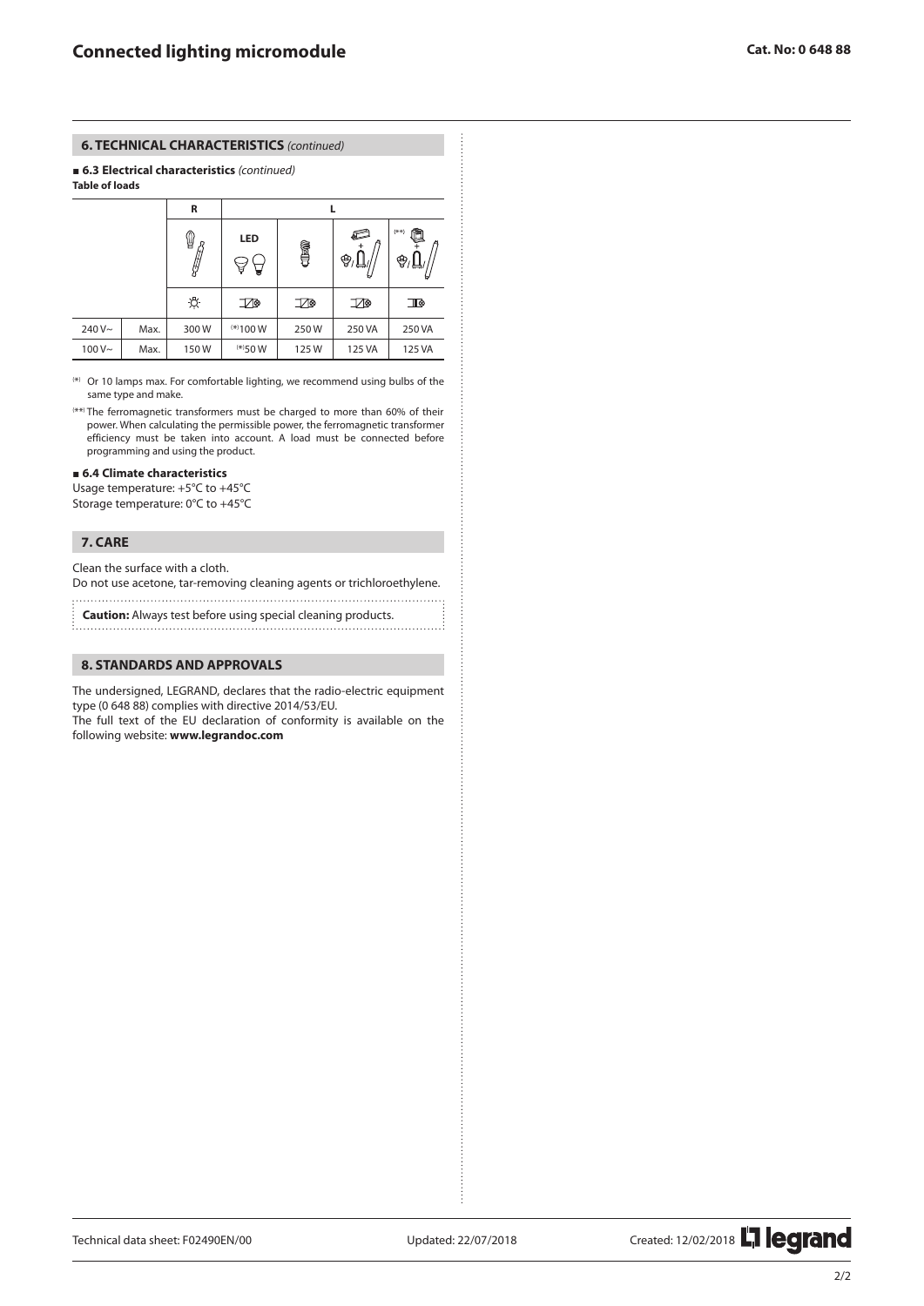## 6. TECHNICAL CHARACTERISTICS *(continued)*

■ **6.3 Electrical characteristics** *(continued)*

**Table of loads**

| | | R | L | | | |
|---|---|---|---|---|---|---|
| | | | LED | | | (**) |
| 240 V~ | Max. | 300 W | (*)100 W | 250 W | 250 VA | 250 VA |
| 100 V~ | Max. | 150 W | (*)50 W | 125 W | 125 VA | 125 VA |

(*) Or 10 lamps max. For comfortable lighting, we recommend using bulbs of the same type and make.

(**) The ferromagnetic transformers must be charged to more than 60% of their power. When calculating the permissible power, the ferromagnetic transformer efficiency must be taken into account. A load must be connected before programming and using the product.

■ **6.4 Climate characteristics**

Usage temperature: +5°C to +45°C

Storage temperature: 0°C to +45°C

## 7. CARE

Clean the surface with a cloth.

Do not use acetone, tar-removing cleaning agents or trichloroethylene.

**Caution:** Always test before using special cleaning products.

## 8. STANDARDS AND APPROVALS

The undersigned, LEGRAND, declares that the radio-electric equipment type (0 648 88) complies with directive 2014/53/EU.

The full text of the EU declaration of conformity is available on the following website: **www.legrandoc.com**